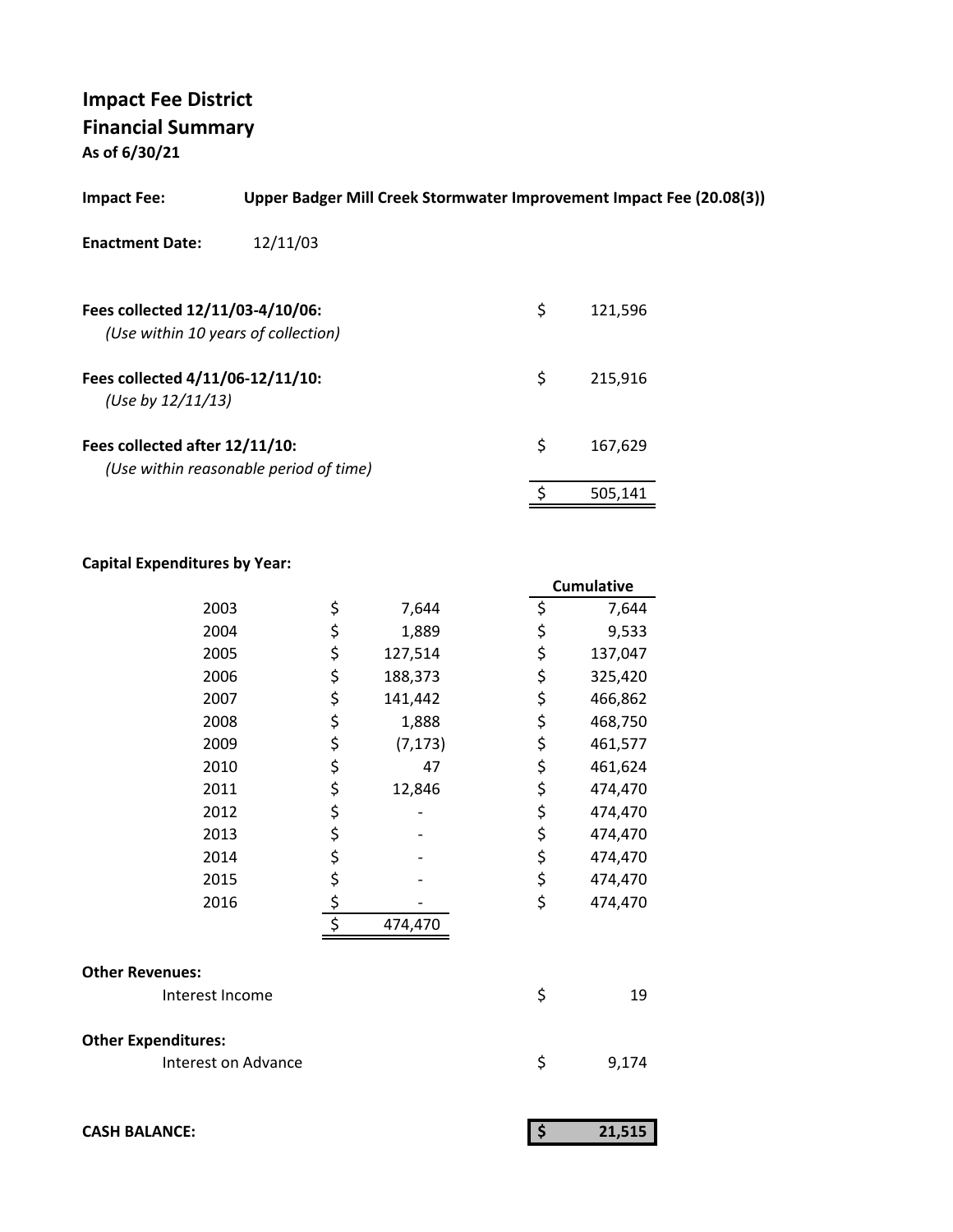# Impact Fee District
## Financial Summary
**As of 6/30/21**

**Impact Fee:** **Upper Badger Mill Creek Stormwater Improvement Impact Fee (20.08(3))**

**Enactment Date:** 12/11/03

| | | |
|---|---|---|
| **Fees collected 12/11/03-4/10/06:** *(Use within 10 years of collection)* | $ | 121,596 |
| **Fees collected 4/11/06-12/11/10:** *(Use by 12/11/13)* | $ | 215,916 |
| **Fees collected after 12/11/10:** *(Use within reasonable period of time)* | $ | 167,629 |
| | $ | 505,141 |

**Capital Expenditures by Year:**

| Year | | Amount | | Cumulative |
|---|---|---|---|---|
| 2003 | $ | 7,644 | $ | 7,644 |
| 2004 | $ | 1,889 | $ | 9,533 |
| 2005 | $ | 127,514 | $ | 137,047 |
| 2006 | $ | 188,373 | $ | 325,420 |
| 2007 | $ | 141,442 | $ | 466,862 |
| 2008 | $ | 1,888 | $ | 468,750 |
| 2009 | $ | (7,173) | $ | 461,577 |
| 2010 | $ | 47 | $ | 461,624 |
| 2011 | $ | 12,846 | $ | 474,470 |
| 2012 | $ | - | $ | 474,470 |
| 2013 | $ | - | $ | 474,470 |
| 2014 | $ | - | $ | 474,470 |
| 2015 | $ | - | $ | 474,470 |
| 2016 | $ | - | $ | 474,470 |
| | $ | 474,470 | | |

**Other Revenues:**

| | | |
|---|---|---|
| Interest Income | $ | 19 |

**Other Expenditures:**

| | | |
|---|---|---|
| Interest on Advance | $ | 9,174 |

| | | |
|---|---|---|
| **CASH BALANCE:** | **$** | **21,515** |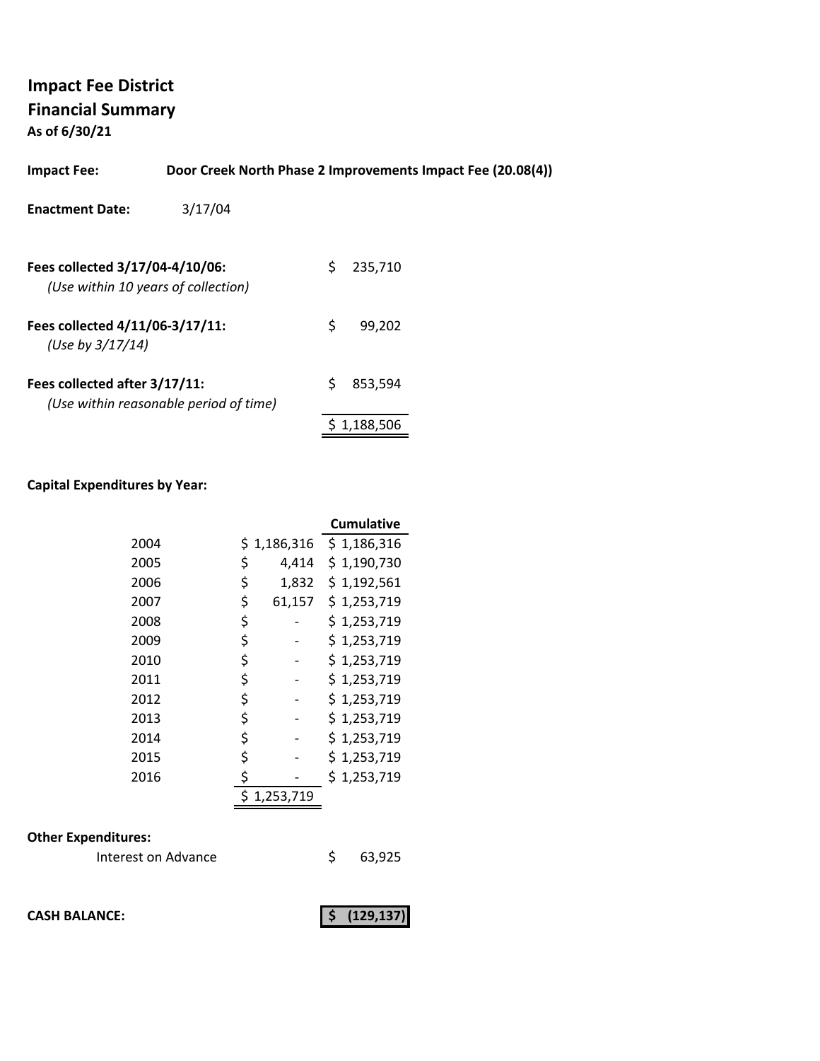# Impact Fee District
## Financial Summary
**As of 6/30/21**

**Impact Fee:** **Door Creek North Phase 2 Improvements Impact Fee (20.08(4))**

**Enactment Date:** 3/17/04

| | |
|---|---|
| **Fees collected 3/17/04-4/10/06:** *(Use within 10 years of collection)* | $ 235,710 |
| **Fees collected 4/11/06-3/17/11:** *(Use by 3/17/14)* | $ 99,202 |
| **Fees collected after 3/17/11:** *(Use within reasonable period of time)* | $ 853,594 |
| | $ 1,188,506 |

**Capital Expenditures by Year:**

| Year | Amount | Cumulative |
|---|---|---|
| 2004 | $ 1,186,316 | $ 1,186,316 |
| 2005 | $ 4,414 | $ 1,190,730 |
| 2006 | $ 1,832 | $ 1,192,561 |
| 2007 | $ 61,157 | $ 1,253,719 |
| 2008 | $ - | $ 1,253,719 |
| 2009 | $ - | $ 1,253,719 |
| 2010 | $ - | $ 1,253,719 |
| 2011 | $ - | $ 1,253,719 |
| 2012 | $ - | $ 1,253,719 |
| 2013 | $ - | $ 1,253,719 |
| 2014 | $ - | $ 1,253,719 |
| 2015 | $ - | $ 1,253,719 |
| 2016 | $ - | $ 1,253,719 |
| | $ 1,253,719 | |

**Other Expenditures:**

| | |
|---|---|
| Interest on Advance | $ 63,925 |

| | |
|---|---|
| **CASH BALANCE:** | **$ (129,137)** |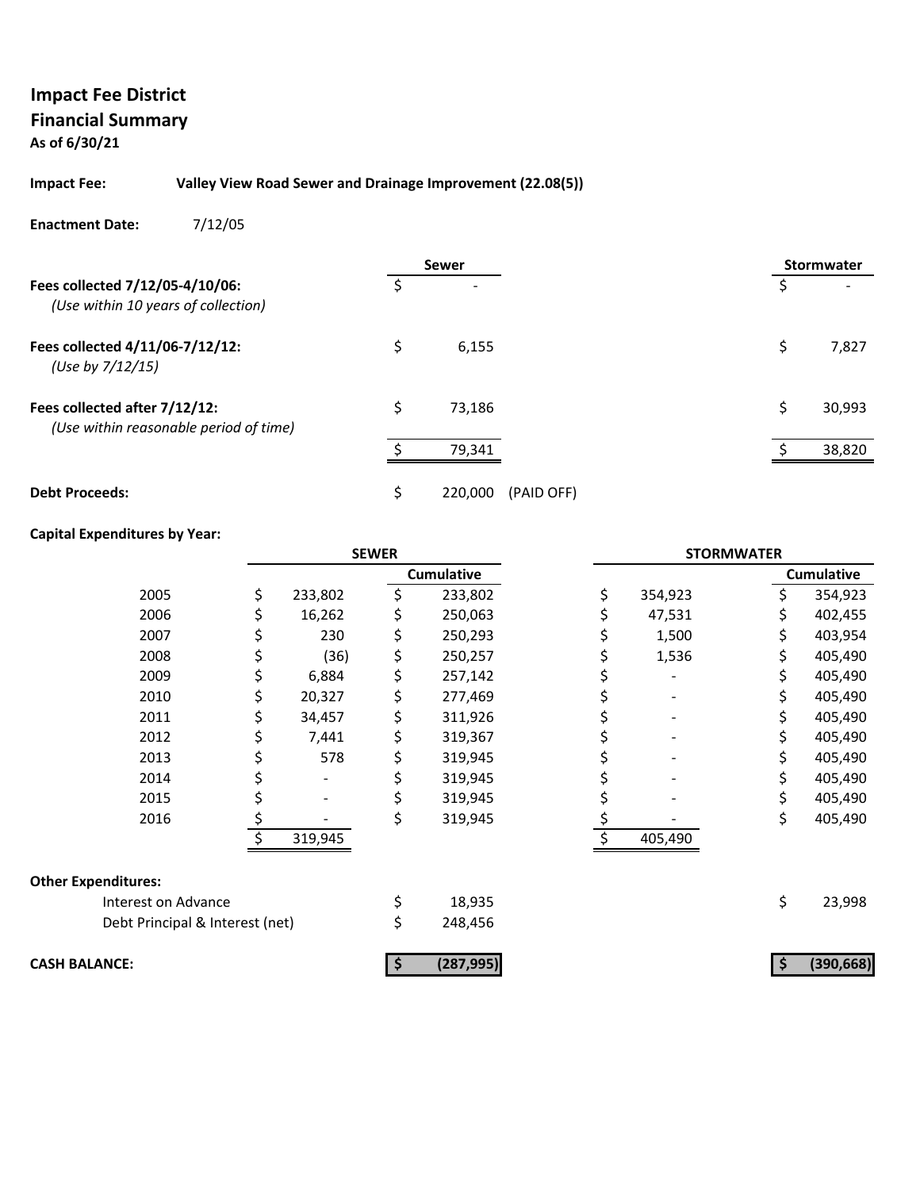# Impact Fee District
## Financial Summary
**As of 6/30/21**

**Impact Fee:** Valley View Road Sewer and Drainage Improvement (22.08(5))

**Enactment Date:** 7/12/05

| | Sewer | | Stormwater |
|---|---|---|---|
| **Fees collected 7/12/05-4/10/06:** *(Use within 10 years of collection)* | $ - | | $ - |
| **Fees collected 4/11/06-7/12/12:** *(Use by 7/12/15)* | $ 6,155 | | $ 7,827 |
| **Fees collected after 7/12/12:** *(Use within reasonable period of time)* | $ 73,186 | | $ 30,993 |
| | $ 79,341 | | $ 38,820 |
| **Debt Proceeds:** | $ 220,000 | (PAID OFF) | |

**Capital Expenditures by Year:**

| | SEWER | | STORMWATER | |
|---|---|---|---|---|
| | | Cumulative | | Cumulative |
| 2005 | $ 233,802 | $ 233,802 | $ 354,923 | $ 354,923 |
| 2006 | $ 16,262 | $ 250,063 | $ 47,531 | $ 402,455 |
| 2007 | $ 230 | $ 250,293 | $ 1,500 | $ 403,954 |
| 2008 | $ (36) | $ 250,257 | $ 1,536 | $ 405,490 |
| 2009 | $ 6,884 | $ 257,142 | $ - | $ 405,490 |
| 2010 | $ 20,327 | $ 277,469 | $ - | $ 405,490 |
| 2011 | $ 34,457 | $ 311,926 | $ - | $ 405,490 |
| 2012 | $ 7,441 | $ 319,367 | $ - | $ 405,490 |
| 2013 | $ 578 | $ 319,945 | $ - | $ 405,490 |
| 2014 | $ - | $ 319,945 | $ - | $ 405,490 |
| 2015 | $ - | $ 319,945 | $ - | $ 405,490 |
| 2016 | $ - | $ 319,945 | $ - | $ 405,490 |
| | $ 319,945 | | $ 405,490 | |

**Other Expenditures:**

| | Sewer | Stormwater |
|---|---|---|
| Interest on Advance | $ 18,935 | $ 23,998 |
| Debt Principal & Interest (net) | $ 248,456 | |
| **CASH BALANCE:** | **$ (287,995)** | **$ (390,668)** |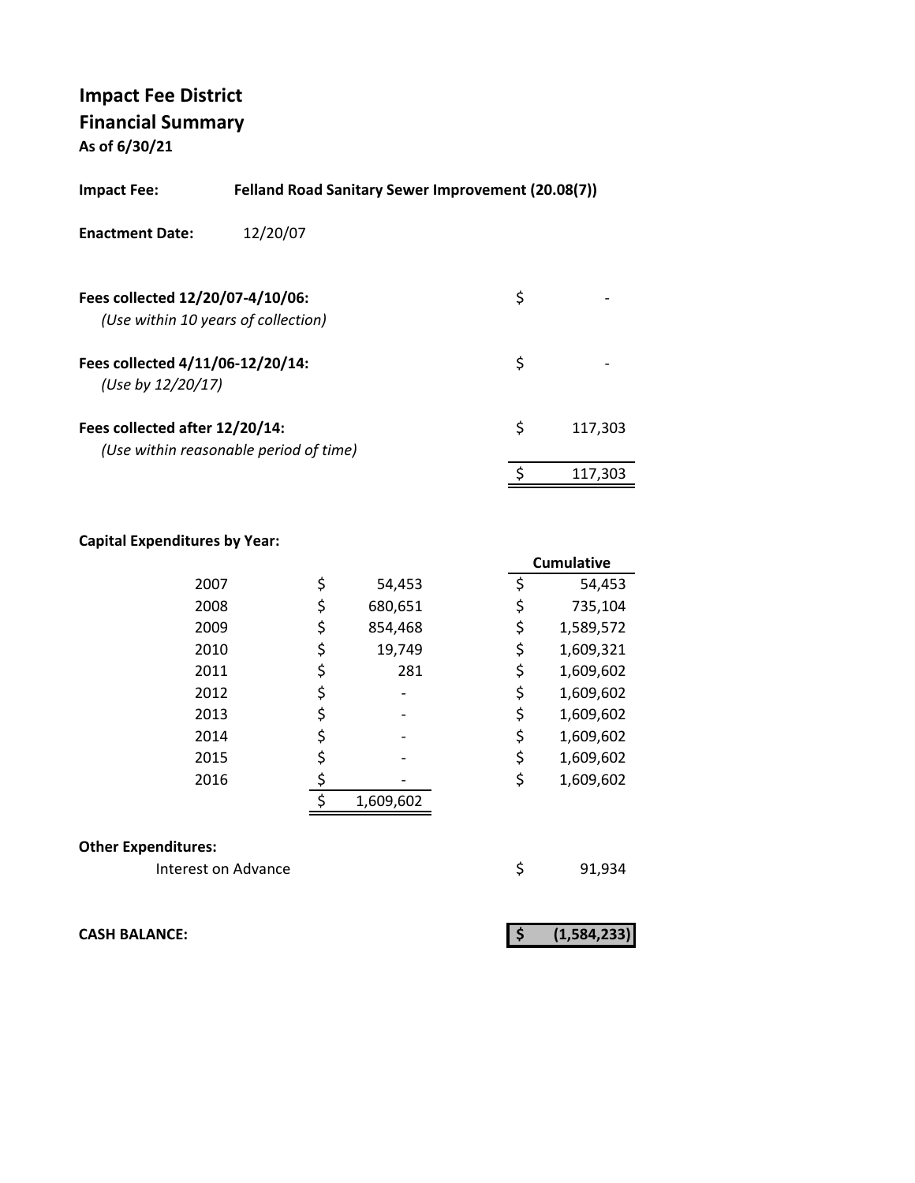# Impact Fee District
## Financial Summary
**As of 6/30/21**

**Impact Fee:** **Felland Road Sanitary Sewer Improvement (20.08(7))**

**Enactment Date:** 12/20/07

| | |
|---|---|
| **Fees collected 12/20/07-4/10/06:** *(Use within 10 years of collection)* | $ - |
| **Fees collected 4/11/06-12/20/14:** *(Use by 12/20/17)* | $ - |
| **Fees collected after 12/20/14:** *(Use within reasonable period of time)* | $ 117,303 |
| | $ 117,303 |

**Capital Expenditures by Year:**

| Year | Amount | Cumulative |
|---|---|---|
| 2007 | $ 54,453 | $ 54,453 |
| 2008 | $ 680,651 | $ 735,104 |
| 2009 | $ 854,468 | $ 1,589,572 |
| 2010 | $ 19,749 | $ 1,609,321 |
| 2011 | $ 281 | $ 1,609,602 |
| 2012 | $ - | $ 1,609,602 |
| 2013 | $ - | $ 1,609,602 |
| 2014 | $ - | $ 1,609,602 |
| 2015 | $ - | $ 1,609,602 |
| 2016 | $ - | $ 1,609,602 |
| | $ 1,609,602 | |

**Other Expenditures:**

| | |
|---|---|
| Interest on Advance | $ 91,934 |

| | |
|---|---|
| **CASH BALANCE:** | **$ (1,584,233)** |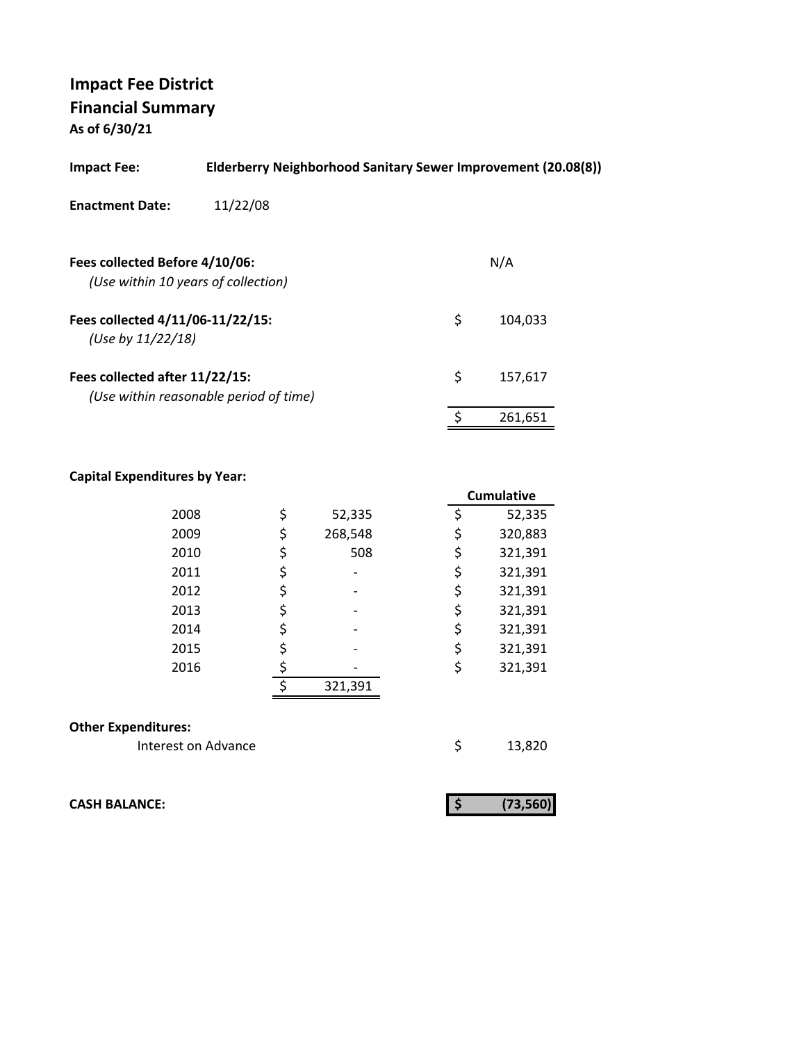# Impact Fee District
## Financial Summary
**As of 6/30/21**

**Impact Fee:** **Elderberry Neighborhood Sanitary Sewer Improvement (20.08(8))**

**Enactment Date:** 11/22/08

| | |
|---|---|
| **Fees collected Before 4/10/06:** *(Use within 10 years of collection)* | N/A |
| **Fees collected 4/11/06-11/22/15:** *(Use by 11/22/18)* | $ 104,033 |
| **Fees collected after 11/22/15:** *(Use within reasonable period of time)* | $ 157,617 |
| | $ 261,651 |

**Capital Expenditures by Year:**

| Year | Amount | Cumulative |
|---|---|---|
| 2008 | $ 52,335 | $ 52,335 |
| 2009 | $ 268,548 | $ 320,883 |
| 2010 | $ 508 | $ 321,391 |
| 2011 | $ - | $ 321,391 |
| 2012 | $ - | $ 321,391 |
| 2013 | $ - | $ 321,391 |
| 2014 | $ - | $ 321,391 |
| 2015 | $ - | $ 321,391 |
| 2016 | $ - | $ 321,391 |
| | $ 321,391 | |

**Other Expenditures:**

| | |
|---|---|
| Interest on Advance | $ 13,820 |

| | |
|---|---|
| **CASH BALANCE:** | **$ (73,560)** |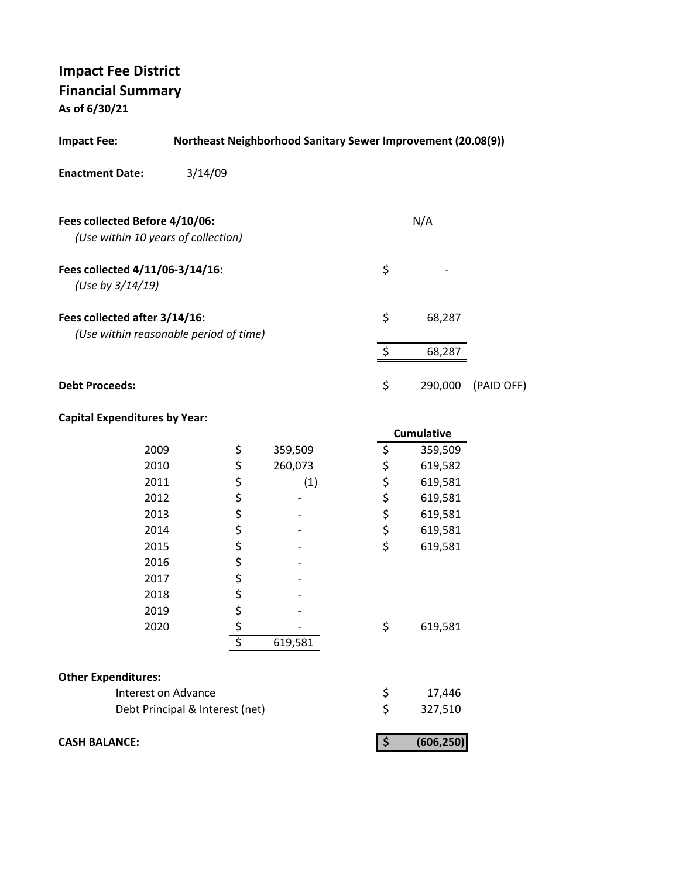# Impact Fee District
## Financial Summary
**As of 6/30/21**

**Impact Fee:** **Northeast Neighborhood Sanitary Sewer Improvement (20.08(9))**

**Enactment Date:** 3/14/09

| | | |
|---|---|---|
| **Fees collected Before 4/10/06:** *(Use within 10 years of collection)* | | N/A |
| **Fees collected 4/11/06-3/14/16:** *(Use by 3/14/19)* | $ | - |
| **Fees collected after 3/14/16:** *(Use within reasonable period of time)* | $ | 68,287 |
| | $ | 68,287 |
| **Debt Proceeds:** | $ | 290,000 (PAID OFF) |

**Capital Expenditures by Year:**

| Year | | Amount | | Cumulative |
|---|---|---|---|---|
| 2009 | $ | 359,509 | $ | 359,509 |
| 2010 | $ | 260,073 | $ | 619,582 |
| 2011 | $ | (1) | $ | 619,581 |
| 2012 | $ | - | $ | 619,581 |
| 2013 | $ | - | $ | 619,581 |
| 2014 | $ | - | $ | 619,581 |
| 2015 | $ | - | $ | 619,581 |
| 2016 | $ | - | | |
| 2017 | $ | - | | |
| 2018 | $ | - | | |
| 2019 | $ | - | | |
| 2020 | $ | - | $ | 619,581 |
| | $ | 619,581 | | |

**Other Expenditures:**

| | | |
|---|---|---|
| Interest on Advance | $ | 17,446 |
| Debt Principal & Interest (net) | $ | 327,510 |

**CASH BALANCE:** **$ (606,250)**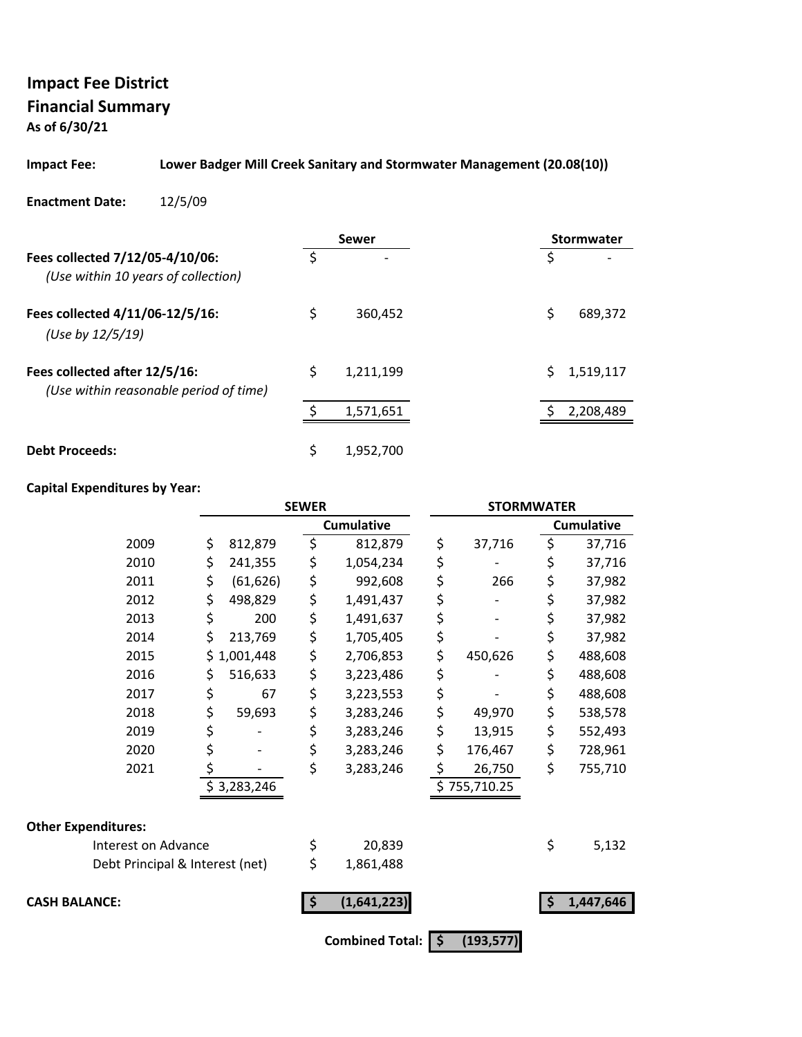# Impact Fee District
## Financial Summary
**As of 6/30/21**

**Impact Fee:** **Lower Badger Mill Creek Sanitary and Stormwater Management (20.08(10))**

**Enactment Date:** 12/5/09

| | Sewer | Stormwater |
|---|---|---|
| **Fees collected 7/12/05-4/10/06:** *(Use within 10 years of collection)* | $ - | $ - |
| **Fees collected 4/11/06-12/5/16:** *(Use by 12/5/19)* | $ 360,452 | $ 689,372 |
| **Fees collected after 12/5/16:** *(Use within reasonable period of time)* | $ 1,211,199 | $ 1,519,117 |
| | $ 1,571,651 | $ 2,208,489 |
| **Debt Proceeds:** | $ 1,952,700 | |

**Capital Expenditures by Year:**

| | SEWER | | STORMWATER | |
|---|---|---|---|---|
| | | Cumulative | | Cumulative |
| 2009 | $ 812,879 | $ 812,879 | $ 37,716 | $ 37,716 |
| 2010 | $ 241,355 | $ 1,054,234 | $ - | $ 37,716 |
| 2011 | $ (61,626) | $ 992,608 | $ 266 | $ 37,982 |
| 2012 | $ 498,829 | $ 1,491,437 | $ - | $ 37,982 |
| 2013 | $ 200 | $ 1,491,637 | $ - | $ 37,982 |
| 2014 | $ 213,769 | $ 1,705,405 | $ - | $ 37,982 |
| 2015 | $ 1,001,448 | $ 2,706,853 | $ 450,626 | $ 488,608 |
| 2016 | $ 516,633 | $ 3,223,486 | $ - | $ 488,608 |
| 2017 | $ 67 | $ 3,223,553 | $ - | $ 488,608 |
| 2018 | $ 59,693 | $ 3,283,246 | $ 49,970 | $ 538,578 |
| 2019 | $ - | $ 3,283,246 | $ 13,915 | $ 552,493 |
| 2020 | $ - | $ 3,283,246 | $ 176,467 | $ 728,961 |
| 2021 | $ - | $ 3,283,246 | $ 26,750 | $ 755,710 |
| | $ 3,283,246 | | $ 755,710.25 | |

**Other Expenditures:**

| | Sewer | Stormwater |
|---|---|---|
| Interest on Advance | $ 20,839 | $ 5,132 |
| Debt Principal & Interest (net) | $ 1,861,488 | |
| **CASH BALANCE:** | **$ (1,641,223)** | **$ 1,447,646** |

**Combined Total:** **$ (193,577)**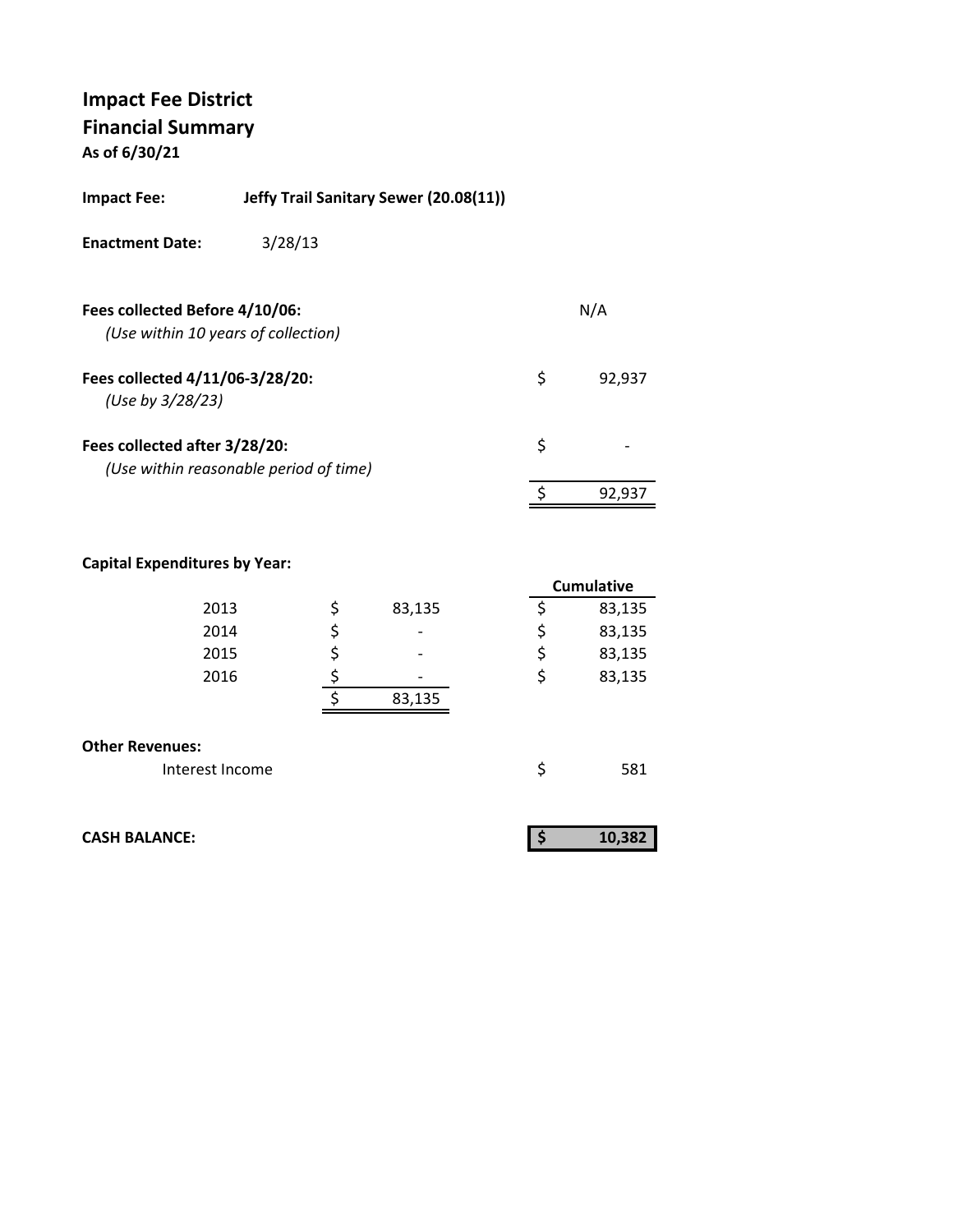# Impact Fee District

## Financial Summary

**As of 6/30/21**

**Impact Fee:** **Jeffy Trail Sanitary Sewer (20.08(11))**

**Enactment Date:** 3/28/13

| | | |
|---|---|---|
| **Fees collected Before 4/10/06:** *(Use within 10 years of collection)* | | N/A |
| **Fees collected 4/11/06-3/28/20:** *(Use by 3/28/23)* | $ | 92,937 |
| **Fees collected after 3/28/20:** *(Use within reasonable period of time)* | $ | - |
| | $ | 92,937 |

**Capital Expenditures by Year:**

| Year | | | | Cumulative |
|---|---|---|---|---|
| 2013 | $ | 83,135 | $ | 83,135 |
| 2014 | $ | - | $ | 83,135 |
| 2015 | $ | - | $ | 83,135 |
| 2016 | $ | - | $ | 83,135 |
| | $ | 83,135 | | |

**Other Revenues:**

| | | |
|---|---|---|
| Interest Income | $ | 581 |

| | | |
|---|---|---|
| **CASH BALANCE:** | **$** | **10,382** |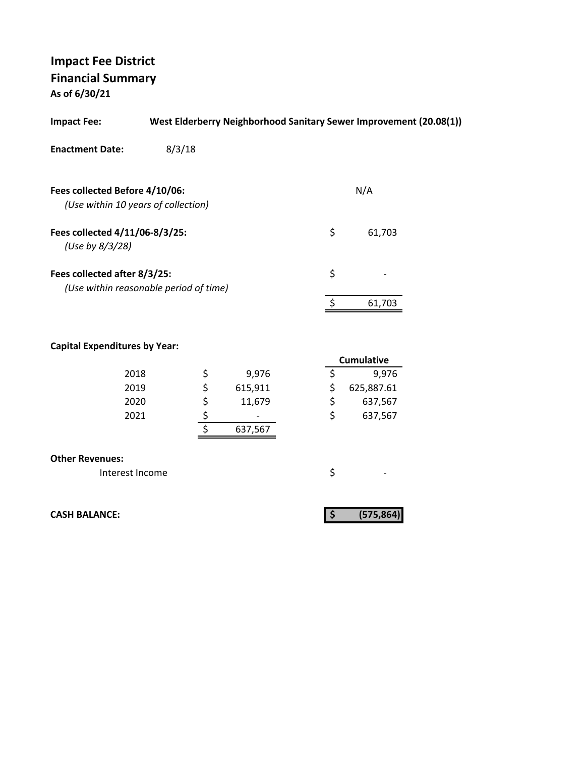# Impact Fee District
## Financial Summary
**As of 6/30/21**

**Impact Fee:** **West Elderberry Neighborhood Sanitary Sewer Improvement (20.08(1))**

**Enactment Date:** 8/3/18

| | | |
|---|---|---|
| **Fees collected Before 4/10/06:** *(Use within 10 years of collection)* | | N/A |
| **Fees collected 4/11/06-8/3/25:** *(Use by 8/3/28)* | $ | 61,703 |
| **Fees collected after 8/3/25:** *(Use within reasonable period of time)* | $ | - |
| | $ | 61,703 |

**Capital Expenditures by Year:**

| Year | | Amount | | Cumulative |
|---|---|---|---|---|
| 2018 | $ | 9,976 | $ | 9,976 |
| 2019 | $ | 615,911 | $ | 625,887.61 |
| 2020 | $ | 11,679 | $ | 637,567 |
| 2021 | $ | - | $ | 637,567 |
| | $ | 637,567 | | |

**Other Revenues:**

| | | |
|---|---|---|
| Interest Income | $ | - |

| | | |
|---|---|---|
| **CASH BALANCE:** | **$** | **(575,864)** |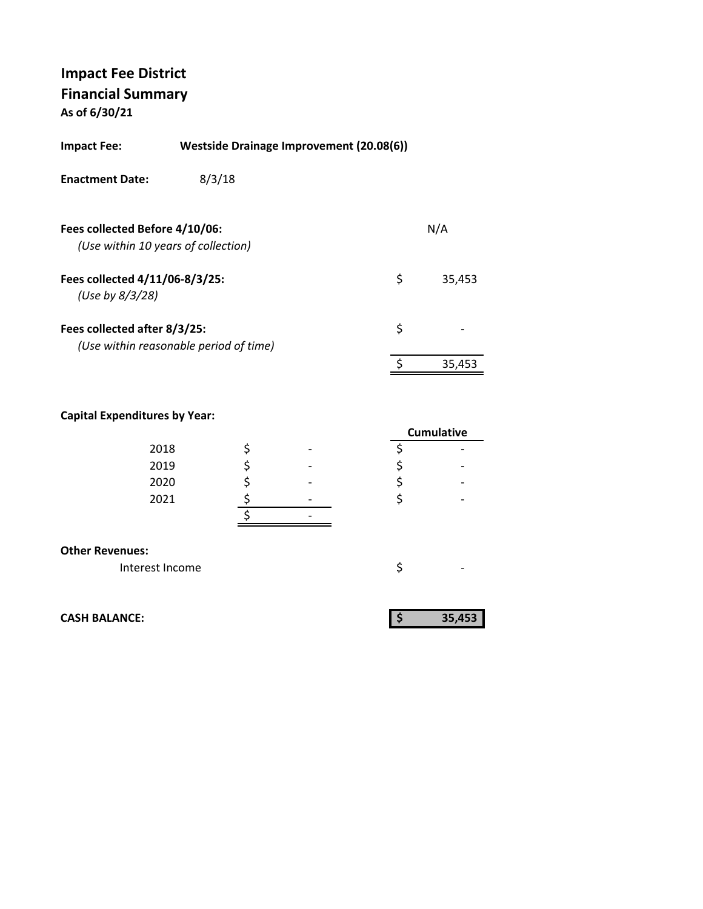# Impact Fee District
## Financial Summary
**As of 6/30/21**

**Impact Fee:** **Westside Drainage Improvement (20.08(6))**

**Enactment Date:** 8/3/18

| | | |
|---|---|---|
| **Fees collected Before 4/10/06:**<br>*(Use within 10 years of collection)* | | N/A |
| **Fees collected 4/11/06-8/3/25:**<br>*(Use by 8/3/28)* | $ | 35,453 |
| **Fees collected after 8/3/25:**<br>*(Use within reasonable period of time)* | $ | - |
| | $ | 35,453 |

**Capital Expenditures by Year:**

| | | | Cumulative | |
|---|---|---|---|---|
| 2018 | $ | - | $ | - |
| 2019 | $ | - | $ | - |
| 2020 | $ | - | $ | - |
| 2021 | $ | - | $ | - |
| | $ | - | | |

**Other Revenues:**

| | | |
|---|---|---|
| Interest Income | $ | - |

| | | |
|---|---|---|
| **CASH BALANCE:** | **$** | **35,453** |